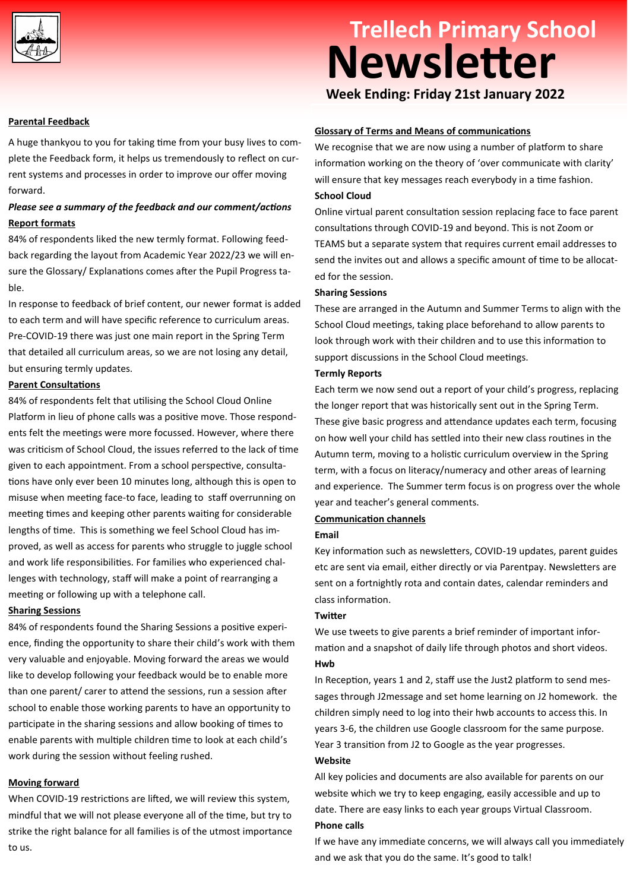# Trellech Primary School Newsletter

**Week Ending: Friday 21st January 2022**

## Parental Feedback

A huge thankyou to you for taking time from your busy lives to complete the Feedback form, it helps us tremendously to reflect on current systems and processes in order to improve our offer moving forward.

***Please see a summary of the feedback and our comment/actions***

### Report formats

84% of respondents liked the new termly format. Following feedback regarding the layout from Academic Year 2022/23 we will ensure the Glossary/ Explanations comes after the Pupil Progress table.

In response to feedback of brief content, our newer format is added to each term and will have specific reference to curriculum areas. Pre-COVID-19 there was just one main report in the Spring Term that detailed all curriculum areas, so we are not losing any detail, but ensuring termly updates.

### Parent Consultations

84% of respondents felt that utilising the School Cloud Online Platform in lieu of phone calls was a positive move. Those respondents felt the meetings were more focussed. However, where there was criticism of School Cloud, the issues referred to the lack of time given to each appointment. From a school perspective, consultations have only ever been 10 minutes long, although this is open to misuse when meeting face-to face, leading to staff overrunning on meeting times and keeping other parents waiting for considerable lengths of time. This is something we feel School Cloud has improved, as well as access for parents who struggle to juggle school and work life responsibilities. For families who experienced challenges with technology, staff will make a point of rearranging a meeting or following up with a telephone call.

### Sharing Sessions

84% of respondents found the Sharing Sessions a positive experience, finding the opportunity to share their child's work with them very valuable and enjoyable. Moving forward the areas we would like to develop following your feedback would be to enable more than one parent/ carer to attend the sessions, run a session after school to enable those working parents to have an opportunity to participate in the sharing sessions and allow booking of times to enable parents with multiple children time to look at each child's work during the session without feeling rushed.

### Moving forward

When COVID-19 restrictions are lifted, we will review this system, mindful that we will not please everyone all of the time, but try to strike the right balance for all families is of the utmost importance to us.

## Glossary of Terms and Means of communications

We recognise that we are now using a number of platform to share information working on the theory of 'over communicate with clarity' will ensure that key messages reach everybody in a time fashion.

**School Cloud**

Online virtual parent consultation session replacing face to face parent consultations through COVID-19 and beyond. This is not Zoom or TEAMS but a separate system that requires current email addresses to send the invites out and allows a specific amount of time to be allocated for the session.

**Sharing Sessions**

These are arranged in the Autumn and Summer Terms to align with the School Cloud meetings, taking place beforehand to allow parents to look through work with their children and to use this information to support discussions in the School Cloud meetings.

**Termly Reports**

Each term we now send out a report of your child's progress, replacing the longer report that was historically sent out in the Spring Term. These give basic progress and attendance updates each term, focusing on how well your child has settled into their new class routines in the Autumn term, moving to a holistic curriculum overview in the Spring term, with a focus on literacy/numeracy and other areas of learning and experience. The Summer term focus is on progress over the whole year and teacher's general comments.

### Communication channels

**Email**

Key information such as newsletters, COVID-19 updates, parent guides etc are sent via email, either directly or via Parentpay. Newsletters are sent on a fortnightly rota and contain dates, calendar reminders and class information.

**Twitter**

We use tweets to give parents a brief reminder of important information and a snapshot of daily life through photos and short videos.

**Hwb**

In Reception, years 1 and 2, staff use the Just2 platform to send messages through J2message and set home learning on J2 homework. the children simply need to log into their hwb accounts to access this. In years 3-6, the children use Google classroom for the same purpose. Year 3 transition from J2 to Google as the year progresses.

**Website**

All key policies and documents are also available for parents on our website which we try to keep engaging, easily accessible and up to date. There are easy links to each year groups Virtual Classroom.

**Phone calls**

If we have any immediate concerns, we will always call you immediately and we ask that you do the same. It's good to talk!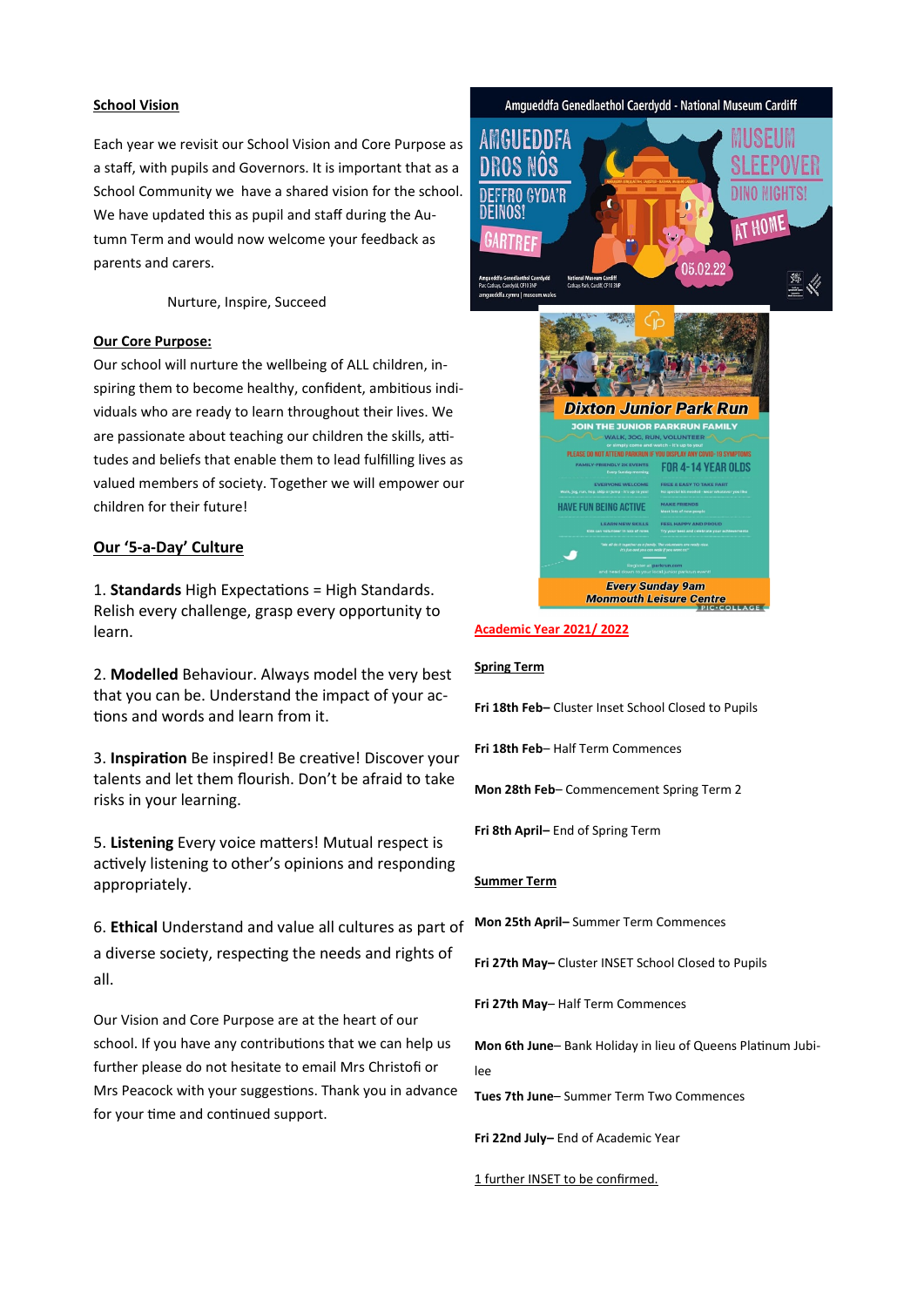## School Vision

Each year we revisit our School Vision and Core Purpose as a staff, with pupils and Governors. It is important that as a School Community we have a shared vision for the school. We have updated this as pupil and staff during the Autumn Term and would now welcome your feedback as parents and carers.

Nurture, Inspire, Succeed

## Our Core Purpose:

Our school will nurture the wellbeing of ALL children, inspiring them to become healthy, confident, ambitious individuals who are ready to learn throughout their lives. We are passionate about teaching our children the skills, attitudes and beliefs that enable them to lead fulfilling lives as valued members of society. Together we will empower our children for their future!

## Our '5-a-Day' Culture

1. **Standards** High Expectations = High Standards. Relish every challenge, grasp every opportunity to learn.

2. **Modelled** Behaviour. Always model the very best that you can be. Understand the impact of your actions and words and learn from it.

3. **Inspiration** Be inspired! Be creative! Discover your talents and let them flourish. Don't be afraid to take risks in your learning.

5. **Listening** Every voice matters! Mutual respect is actively listening to other's opinions and responding appropriately.

6. **Ethical** Understand and value all cultures as part of a diverse society, respecting the needs and rights of all.

Our Vision and Core Purpose are at the heart of our school. If you have any contributions that we can help us further please do not hesitate to email Mrs Christofi or Mrs Peacock with your suggestions. Thank you in advance for your time and continued support.

Amgueddfa Genedlaethol Caerdydd - National Museum Cardiff

AMGUEDDFA DROS NOS – DEFFRO GYDA'R DEINOS! – GARTREF

MUSEUM SLEEPOVER – DINO NIGHTS! – AT HOME

05.02.22

**Dixton Junior Park Run**

JOIN THE JUNIOR PARKRUN FAMILY

WALK, JOG, RUN, VOLUNTEER

PLEASE DO NOT ATTEND PARKRUN IF YOU DISPLAY ANY COVID-19 SYMPTOMS

FOR 4-14 YEAR OLDS

HAVE FUN BEING ACTIVE

**Every Sunday 9am**

**Monmouth Leisure Centre**

## Academic Year 2021/ 2022

### Spring Term

**Fri 18th Feb–** Cluster Inset School Closed to Pupils

**Fri 18th Feb**– Half Term Commences

**Mon 28th Feb**– Commencement Spring Term 2

**Fri 8th April–** End of Spring Term

### Summer Term

**Mon 25th April–** Summer Term Commences

**Fri 27th May–** Cluster INSET School Closed to Pupils

**Fri 27th May**– Half Term Commences

**Mon 6th June**– Bank Holiday in lieu of Queens Platinum Jubilee

**Tues 7th June**– Summer Term Two Commences

**Fri 22nd July–** End of Academic Year

1 further INSET to be confirmed.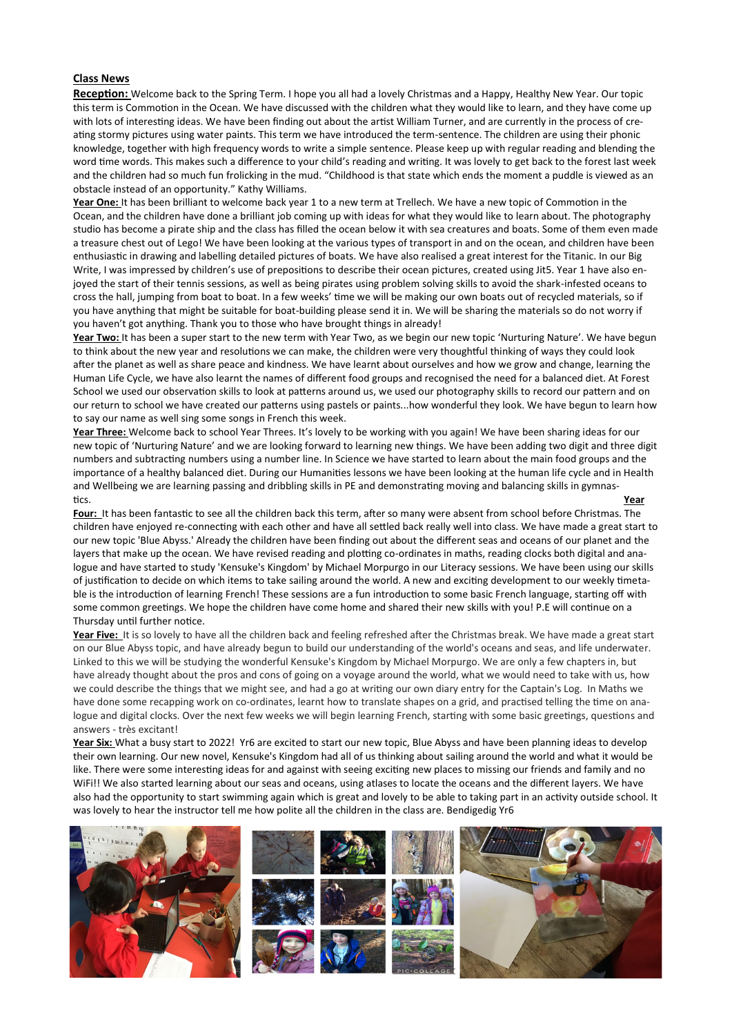**Class News**

**Reception:** Welcome back to the Spring Term. I hope you all had a lovely Christmas and a Happy, Healthy New Year. Our topic this term is Commotion in the Ocean. We have discussed with the children what they would like to learn, and they have come up with lots of interesting ideas. We have been finding out about the artist William Turner, and are currently in the process of creating stormy pictures using water paints. This term we have introduced the term-sentence. The children are using their phonic knowledge, together with high frequency words to write a simple sentence. Please keep up with regular reading and blending the word time words. This makes such a difference to your child's reading and writing. It was lovely to get back to the forest last week and the children had so much fun frolicking in the mud. "Childhood is that state which ends the moment a puddle is viewed as an obstacle instead of an opportunity." Kathy Williams.

**Year One:** It has been brilliant to welcome back year 1 to a new term at Trellech. We have a new topic of Commotion in the Ocean, and the children have done a brilliant job coming up with ideas for what they would like to learn about. The photography studio has become a pirate ship and the class has filled the ocean below it with sea creatures and boats. Some of them even made a treasure chest out of Lego! We have been looking at the various types of transport in and on the ocean, and children have been enthusiastic in drawing and labelling detailed pictures of boats. We have also realised a great interest for the Titanic. In our Big Write, I was impressed by children's use of prepositions to describe their ocean pictures, created using Jit5. Year 1 have also enjoyed the start of their tennis sessions, as well as being pirates using problem solving skills to avoid the shark-infested oceans to cross the hall, jumping from boat to boat. In a few weeks' time we will be making our own boats out of recycled materials, so if you have anything that might be suitable for boat-building please send it in. We will be sharing the materials so do not worry if you haven't got anything. Thank you to those who have brought things in already!

**Year Two:** It has been a super start to the new term with Year Two, as we begin our new topic 'Nurturing Nature'. We have begun to think about the new year and resolutions we can make, the children were very thoughtful thinking of ways they could look after the planet as well as share peace and kindness. We have learnt about ourselves and how we grow and change, learning the Human Life Cycle, we have also learnt the names of different food groups and recognised the need for a balanced diet. At Forest School we used our observation skills to look at patterns around us, we used our photography skills to record our pattern and on our return to school we have created our patterns using pastels or paints...how wonderful they look. We have begun to learn how to say our name as well sing some songs in French this week.

**Year Three:** Welcome back to school Year Threes. It's lovely to be working with you again! We have been sharing ideas for our new topic of 'Nurturing Nature' and we are looking forward to learning new things. We have been adding two digit and three digit numbers and subtracting numbers using a number line. In Science we have started to learn about the main food groups and the importance of a healthy balanced diet. During our Humanities lessons we have been looking at the human life cycle and in Health and Wellbeing we are learning passing and dribbling skills in PE and demonstrating moving and balancing skills in gymnastics.

**Year Four:** It has been fantastic to see all the children back this term, after so many were absent from school before Christmas. The children have enjoyed re-connecting with each other and have all settled back really well into class. We have made a great start to our new topic 'Blue Abyss.' Already the children have been finding out about the different seas and oceans of our planet and the layers that make up the ocean. We have revised reading and plotting co-ordinates in maths, reading clocks both digital and analogue and have started to study 'Kensuke's Kingdom' by Michael Morpurgo in our Literacy sessions. We have been using our skills of justification to decide on which items to take sailing around the world. A new and exciting development to our weekly timetable is the introduction of learning French! These sessions are a fun introduction to some basic French language, starting off with some common greetings. We hope the children have come home and shared their new skills with you! P.E will continue on a Thursday until further notice.

**Year Five:** It is so lovely to have all the children back and feeling refreshed after the Christmas break. We have made a great start on our Blue Abyss topic, and have already begun to build our understanding of the world's oceans and seas, and life underwater. Linked to this we will be studying the wonderful Kensuke's Kingdom by Michael Morpurgo. We are only a few chapters in, but have already thought about the pros and cons of going on a voyage around the world, what we would need to take with us, how we could describe the things that we might see, and had a go at writing our own diary entry for the Captain's Log. In Maths we have done some recapping work on co-ordinates, learnt how to translate shapes on a grid, and practised telling the time on analogue and digital clocks. Over the next few weeks we will begin learning French, starting with some basic greetings, questions and answers - très excitant!

**Year Six:** What a busy start to 2022! Yr6 are excited to start our new topic, Blue Abyss and have been planning ideas to develop their own learning. Our new novel, Kensuke's Kingdom had all of us thinking about sailing around the world and what it would be like. There were some interesting ideas for and against with seeing exciting new places to missing our friends and family and no WiFi!! We also started learning about our seas and oceans, using atlases to locate the oceans and the different layers. We have also had the opportunity to start swimming again which is great and lovely to be able to taking part in an activity outside school. It was lovely to hear the instructor tell me how polite all the children in the class are. Bendigedig Yr6